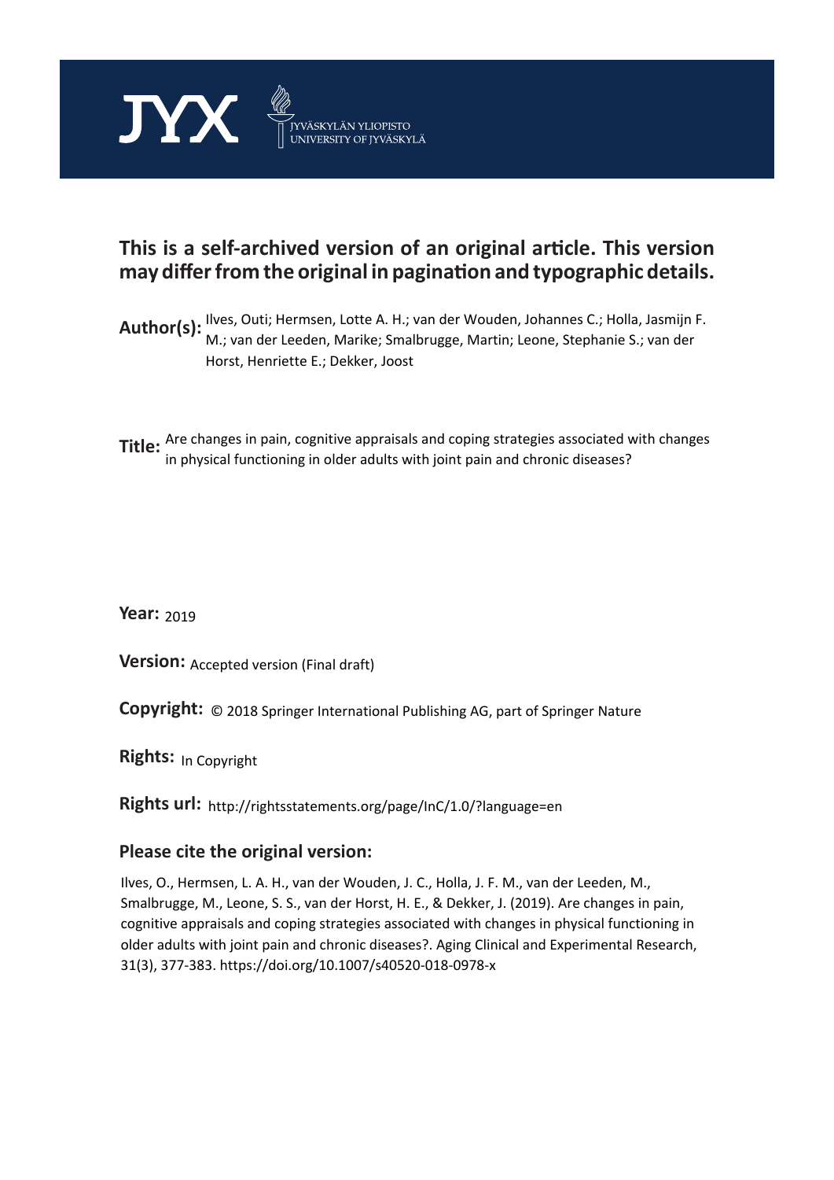JYX JYVÄSKYLÄN YLIOPISTO UNIVERSITY OF JYVÄSKYLÄ

# This is a self-archived version of an original article. This version may differ from the original in pagination and typographic details.

**Author(s):** Ilves, Outi; Hermsen, Lotte A. H.; van der Wouden, Johannes C.; Holla, Jasmijn F. M.; van der Leeden, Marike; Smalbrugge, Martin; Leone, Stephanie S.; van der Horst, Henriette E.; Dekker, Joost

**Title:** Are changes in pain, cognitive appraisals and coping strategies associated with changes in physical functioning in older adults with joint pain and chronic diseases?

**Year:** 2019

**Version:** Accepted version (Final draft)

**Copyright:** © 2018 Springer International Publishing AG, part of Springer Nature

**Rights:** In Copyright

**Rights url:** http://rightsstatements.org/page/InC/1.0/?language=en

## Please cite the original version:

Ilves, O., Hermsen, L. A. H., van der Wouden, J. C., Holla, J. F. M., van der Leeden, M., Smalbrugge, M., Leone, S. S., van der Horst, H. E., & Dekker, J. (2019). Are changes in pain, cognitive appraisals and coping strategies associated with changes in physical functioning in older adults with joint pain and chronic diseases?. Aging Clinical and Experimental Research, 31(3), 377-383. https://doi.org/10.1007/s40520-018-0978-x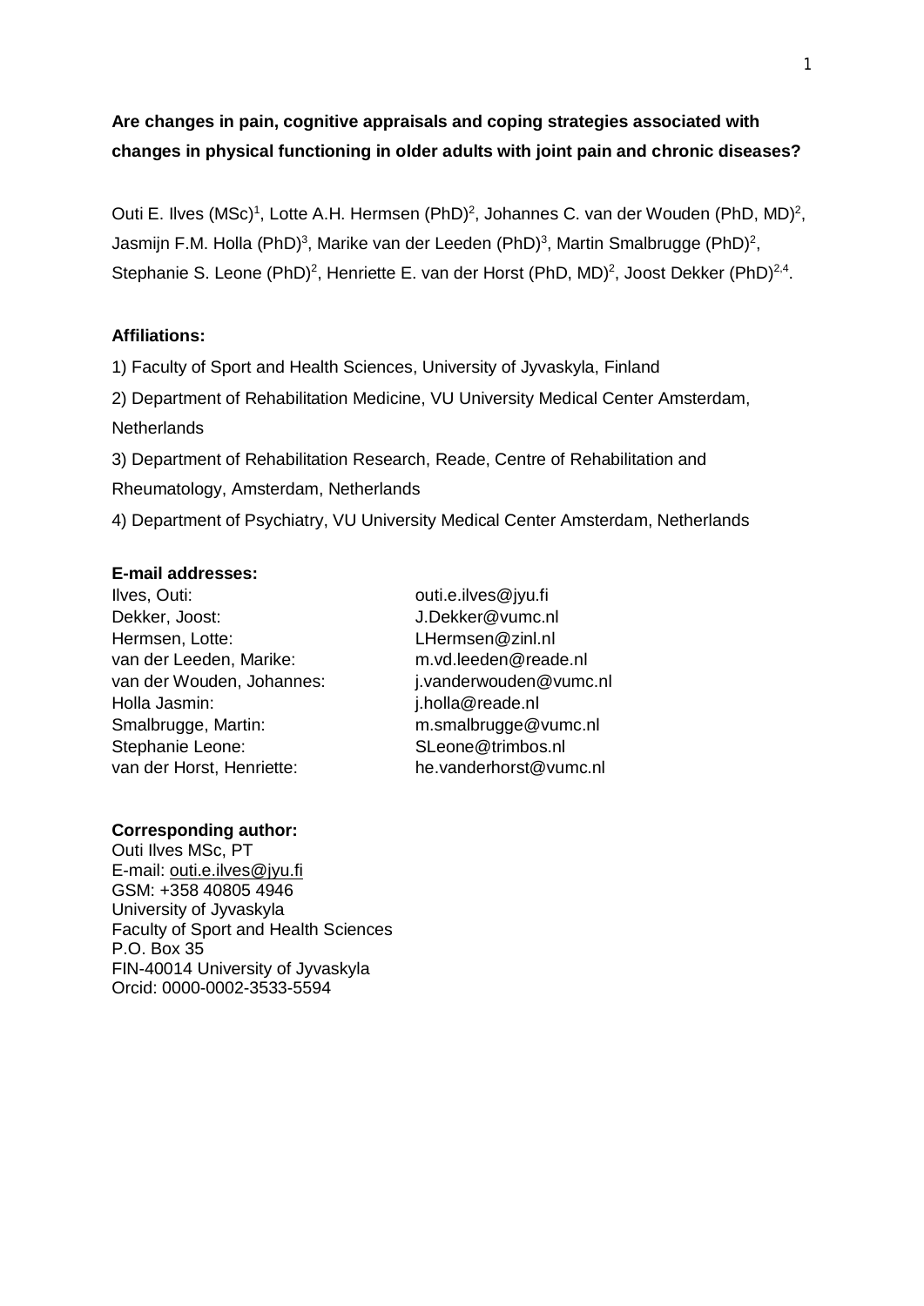**Are changes in pain, cognitive appraisals and coping strategies associated with changes in physical functioning in older adults with joint pain and chronic diseases?**

Outi E. Ilves (MSc)[1], Lotte A.H. Hermsen (PhD)[2], Johannes C. van der Wouden (PhD, MD)[2], Jasmijn F.M. Holla (PhD)[3], Marike van der Leeden (PhD)[3], Martin Smalbrugge (PhD)[2], Stephanie S. Leone (PhD)[2], Henriette E. van der Horst (PhD, MD)[2], Joost Dekker (PhD)[2,4].

**Affiliations:**

1) Faculty of Sport and Health Sciences, University of Jyvaskyla, Finland

2) Department of Rehabilitation Medicine, VU University Medical Center Amsterdam, Netherlands

3) Department of Rehabilitation Research, Reade, Centre of Rehabilitation and Rheumatology, Amsterdam, Netherlands

4) Department of Psychiatry, VU University Medical Center Amsterdam, Netherlands

**E-mail addresses:**

| | |
|---|---|
| Ilves, Outi: | outi.e.ilves@jyu.fi |
| Dekker, Joost: | J.Dekker@vumc.nl |
| Hermsen, Lotte: | LHermsen@zinl.nl |
| van der Leeden, Marike: | m.vd.leeden@reade.nl |
| van der Wouden, Johannes: | j.vanderwouden@vumc.nl |
| Holla Jasmin: | j.holla@reade.nl |
| Smalbrugge, Martin: | m.smalbrugge@vumc.nl |
| Stephanie Leone: | SLeone@trimbos.nl |
| van der Horst, Henriette: | he.vanderhorst@vumc.nl |

**Corresponding author:**

Outi Ilves MSc, PT
E-mail: outi.e.ilves@jyu.fi
GSM: +358 40805 4946
University of Jyvaskyla
Faculty of Sport and Health Sciences
P.O. Box 35
FIN-40014 University of Jyvaskyla
Orcid: 0000-0002-3533-5594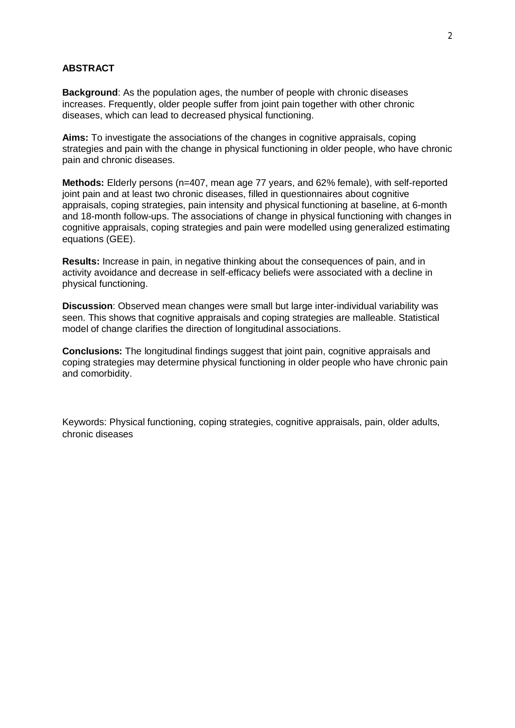## ABSTRACT

**Background**: As the population ages, the number of people with chronic diseases increases. Frequently, older people suffer from joint pain together with other chronic diseases, which can lead to decreased physical functioning.

**Aims:** To investigate the associations of the changes in cognitive appraisals, coping strategies and pain with the change in physical functioning in older people, who have chronic pain and chronic diseases.

**Methods:** Elderly persons (n=407, mean age 77 years, and 62% female), with self-reported joint pain and at least two chronic diseases, filled in questionnaires about cognitive appraisals, coping strategies, pain intensity and physical functioning at baseline, at 6-month and 18-month follow-ups. The associations of change in physical functioning with changes in cognitive appraisals, coping strategies and pain were modelled using generalized estimating equations (GEE).

**Results:** Increase in pain, in negative thinking about the consequences of pain, and in activity avoidance and decrease in self-efficacy beliefs were associated with a decline in physical functioning.

**Discussion**: Observed mean changes were small but large inter-individual variability was seen. This shows that cognitive appraisals and coping strategies are malleable. Statistical model of change clarifies the direction of longitudinal associations.

**Conclusions:** The longitudinal findings suggest that joint pain, cognitive appraisals and coping strategies may determine physical functioning in older people who have chronic pain and comorbidity.

Keywords: Physical functioning, coping strategies, cognitive appraisals, pain, older adults, chronic diseases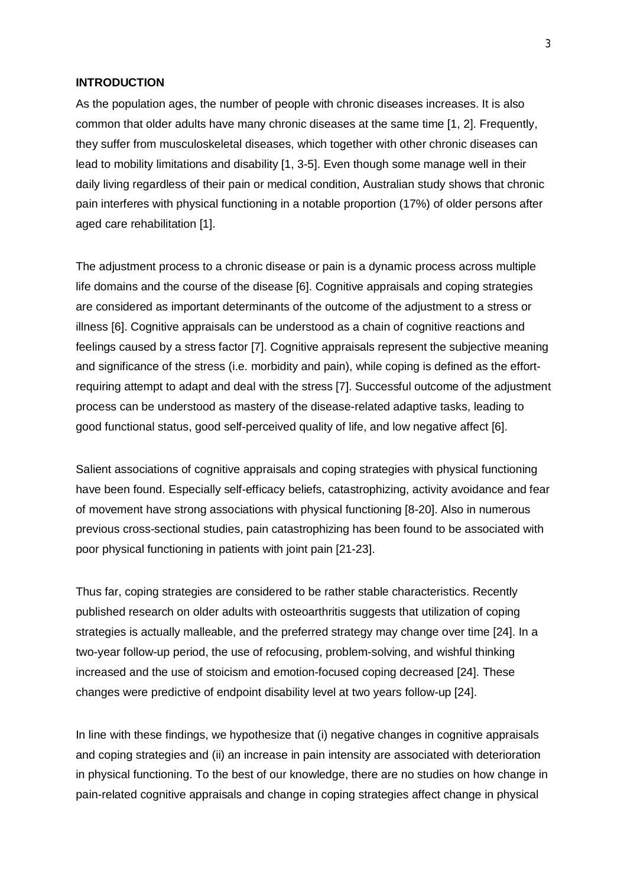## INTRODUCTION

As the population ages, the number of people with chronic diseases increases. It is also common that older adults have many chronic diseases at the same time [1, 2]. Frequently, they suffer from musculoskeletal diseases, which together with other chronic diseases can lead to mobility limitations and disability [1, 3-5]. Even though some manage well in their daily living regardless of their pain or medical condition, Australian study shows that chronic pain interferes with physical functioning in a notable proportion (17%) of older persons after aged care rehabilitation [1].

The adjustment process to a chronic disease or pain is a dynamic process across multiple life domains and the course of the disease [6]. Cognitive appraisals and coping strategies are considered as important determinants of the outcome of the adjustment to a stress or illness [6]. Cognitive appraisals can be understood as a chain of cognitive reactions and feelings caused by a stress factor [7]. Cognitive appraisals represent the subjective meaning and significance of the stress (i.e. morbidity and pain), while coping is defined as the effort-requiring attempt to adapt and deal with the stress [7]. Successful outcome of the adjustment process can be understood as mastery of the disease-related adaptive tasks, leading to good functional status, good self-perceived quality of life, and low negative affect [6].

Salient associations of cognitive appraisals and coping strategies with physical functioning have been found. Especially self-efficacy beliefs, catastrophizing, activity avoidance and fear of movement have strong associations with physical functioning [8-20]. Also in numerous previous cross-sectional studies, pain catastrophizing has been found to be associated with poor physical functioning in patients with joint pain [21-23].

Thus far, coping strategies are considered to be rather stable characteristics. Recently published research on older adults with osteoarthritis suggests that utilization of coping strategies is actually malleable, and the preferred strategy may change over time [24]. In a two-year follow-up period, the use of refocusing, problem-solving, and wishful thinking increased and the use of stoicism and emotion-focused coping decreased [24]. These changes were predictive of endpoint disability level at two years follow-up [24].

In line with these findings, we hypothesize that (i) negative changes in cognitive appraisals and coping strategies and (ii) an increase in pain intensity are associated with deterioration in physical functioning. To the best of our knowledge, there are no studies on how change in pain-related cognitive appraisals and change in coping strategies affect change in physical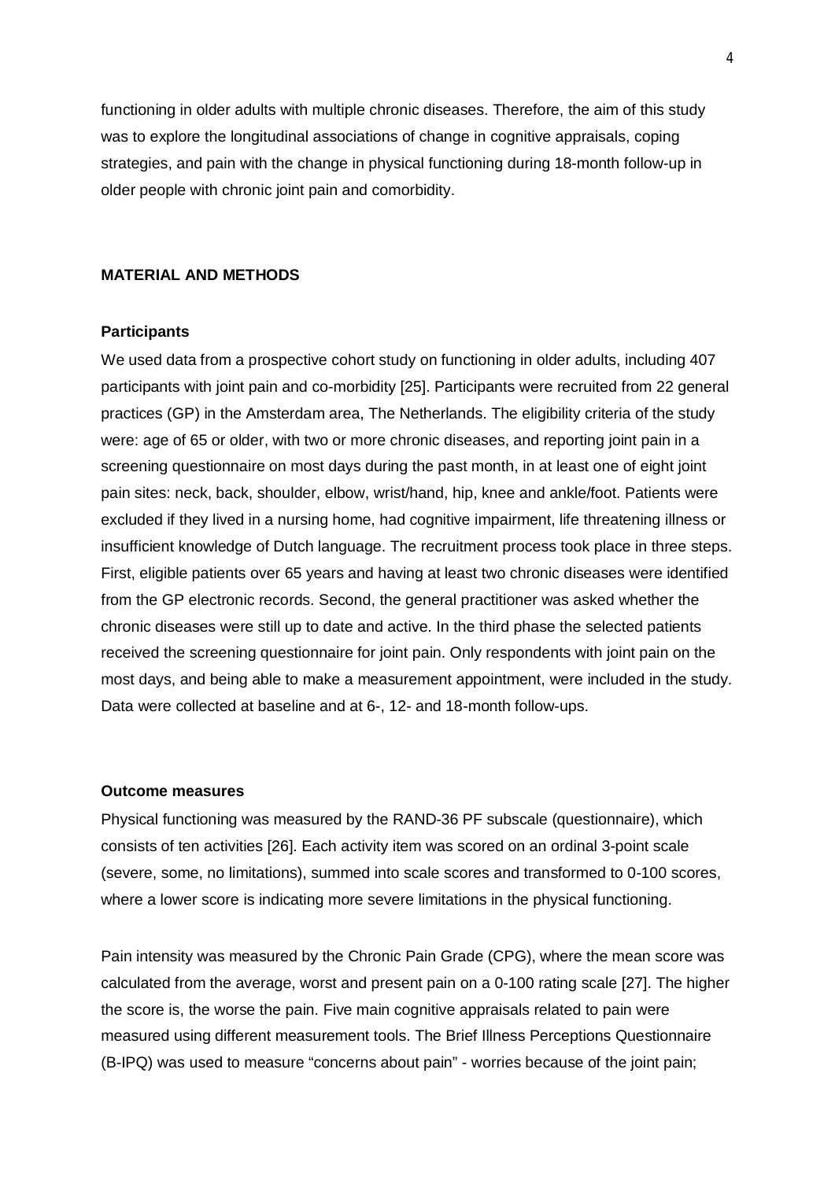functioning in older adults with multiple chronic diseases. Therefore, the aim of this study was to explore the longitudinal associations of change in cognitive appraisals, coping strategies, and pain with the change in physical functioning during 18-month follow-up in older people with chronic joint pain and comorbidity.

## MATERIAL AND METHODS

### Participants

We used data from a prospective cohort study on functioning in older adults, including 407 participants with joint pain and co-morbidity [25]. Participants were recruited from 22 general practices (GP) in the Amsterdam area, The Netherlands. The eligibility criteria of the study were: age of 65 or older, with two or more chronic diseases, and reporting joint pain in a screening questionnaire on most days during the past month, in at least one of eight joint pain sites: neck, back, shoulder, elbow, wrist/hand, hip, knee and ankle/foot. Patients were excluded if they lived in a nursing home, had cognitive impairment, life threatening illness or insufficient knowledge of Dutch language. The recruitment process took place in three steps. First, eligible patients over 65 years and having at least two chronic diseases were identified from the GP electronic records. Second, the general practitioner was asked whether the chronic diseases were still up to date and active. In the third phase the selected patients received the screening questionnaire for joint pain. Only respondents with joint pain on the most days, and being able to make a measurement appointment, were included in the study. Data were collected at baseline and at 6-, 12- and 18-month follow-ups.

### Outcome measures

Physical functioning was measured by the RAND-36 PF subscale (questionnaire), which consists of ten activities [26]. Each activity item was scored on an ordinal 3-point scale (severe, some, no limitations), summed into scale scores and transformed to 0-100 scores, where a lower score is indicating more severe limitations in the physical functioning.

Pain intensity was measured by the Chronic Pain Grade (CPG), where the mean score was calculated from the average, worst and present pain on a 0-100 rating scale [27]. The higher the score is, the worse the pain. Five main cognitive appraisals related to pain were measured using different measurement tools. The Brief Illness Perceptions Questionnaire (B-IPQ) was used to measure "concerns about pain" - worries because of the joint pain;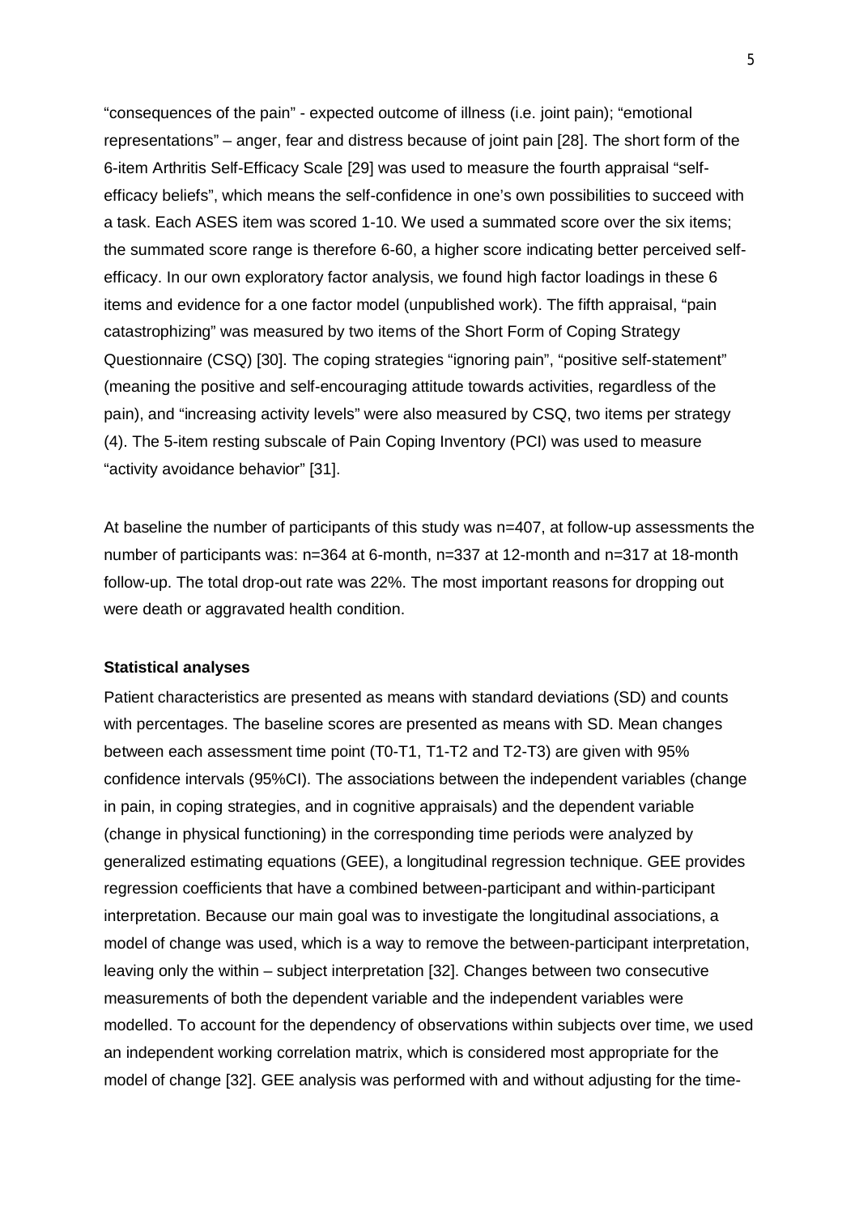"consequences of the pain" - expected outcome of illness (i.e. joint pain); "emotional representations" – anger, fear and distress because of joint pain [28]. The short form of the 6-item Arthritis Self-Efficacy Scale [29] was used to measure the fourth appraisal "self-efficacy beliefs", which means the self-confidence in one's own possibilities to succeed with a task. Each ASES item was scored 1-10. We used a summated score over the six items; the summated score range is therefore 6-60, a higher score indicating better perceived self-efficacy. In our own exploratory factor analysis, we found high factor loadings in these 6 items and evidence for a one factor model (unpublished work). The fifth appraisal, "pain catastrophizing" was measured by two items of the Short Form of Coping Strategy Questionnaire (CSQ) [30]. The coping strategies "ignoring pain", "positive self-statement" (meaning the positive and self-encouraging attitude towards activities, regardless of the pain), and "increasing activity levels" were also measured by CSQ, two items per strategy (4). The 5-item resting subscale of Pain Coping Inventory (PCI) was used to measure "activity avoidance behavior" [31].

At baseline the number of participants of this study was n=407, at follow-up assessments the number of participants was: n=364 at 6-month, n=337 at 12-month and n=317 at 18-month follow-up. The total drop-out rate was 22%. The most important reasons for dropping out were death or aggravated health condition.

**Statistical analyses**

Patient characteristics are presented as means with standard deviations (SD) and counts with percentages. The baseline scores are presented as means with SD. Mean changes between each assessment time point (T0-T1, T1-T2 and T2-T3) are given with 95% confidence intervals (95%CI). The associations between the independent variables (change in pain, in coping strategies, and in cognitive appraisals) and the dependent variable (change in physical functioning) in the corresponding time periods were analyzed by generalized estimating equations (GEE), a longitudinal regression technique. GEE provides regression coefficients that have a combined between-participant and within-participant interpretation. Because our main goal was to investigate the longitudinal associations, a model of change was used, which is a way to remove the between-participant interpretation, leaving only the within – subject interpretation [32]. Changes between two consecutive measurements of both the dependent variable and the independent variables were modelled. To account for the dependency of observations within subjects over time, we used an independent working correlation matrix, which is considered most appropriate for the model of change [32]. GEE analysis was performed with and without adjusting for the time-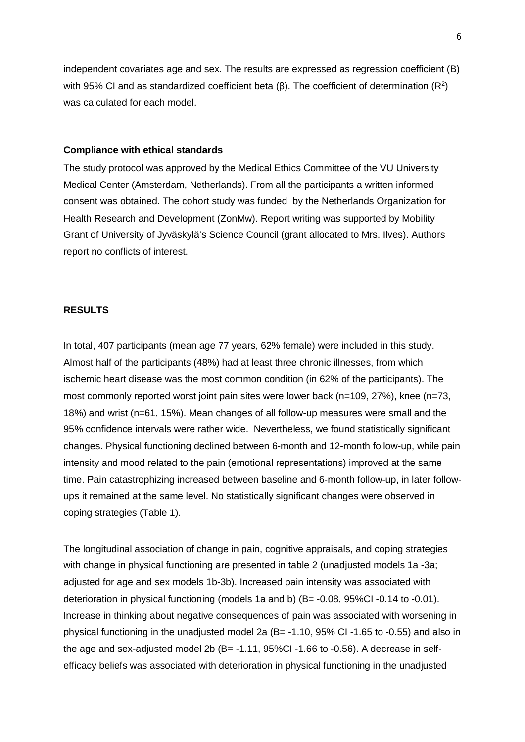independent covariates age and sex. The results are expressed as regression coefficient (B) with 95% CI and as standardized coefficient beta (β). The coefficient of determination ($R^2$) was calculated for each model.

### Compliance with ethical standards

The study protocol was approved by the Medical Ethics Committee of the VU University Medical Center (Amsterdam, Netherlands). From all the participants a written informed consent was obtained. The cohort study was funded by the Netherlands Organization for Health Research and Development (ZonMw). Report writing was supported by Mobility Grant of University of Jyväskylä's Science Council (grant allocated to Mrs. Ilves). Authors report no conflicts of interest.

## RESULTS

In total, 407 participants (mean age 77 years, 62% female) were included in this study. Almost half of the participants (48%) had at least three chronic illnesses, from which ischemic heart disease was the most common condition (in 62% of the participants). The most commonly reported worst joint pain sites were lower back (n=109, 27%), knee (n=73, 18%) and wrist (n=61, 15%). Mean changes of all follow-up measures were small and the 95% confidence intervals were rather wide. Nevertheless, we found statistically significant changes. Physical functioning declined between 6-month and 12-month follow-up, while pain intensity and mood related to the pain (emotional representations) improved at the same time. Pain catastrophizing increased between baseline and 6-month follow-up, in later follow-ups it remained at the same level. No statistically significant changes were observed in coping strategies (Table 1).

The longitudinal association of change in pain, cognitive appraisals, and coping strategies with change in physical functioning are presented in table 2 (unadjusted models 1a -3a; adjusted for age and sex models 1b-3b). Increased pain intensity was associated with deterioration in physical functioning (models 1a and b) (B= -0.08, 95%CI -0.14 to -0.01). Increase in thinking about negative consequences of pain was associated with worsening in physical functioning in the unadjusted model 2a (B= -1.10, 95% CI -1.65 to -0.55) and also in the age and sex-adjusted model 2b (B= -1.11, 95%CI -1.66 to -0.56). A decrease in self-efficacy beliefs was associated with deterioration in physical functioning in the unadjusted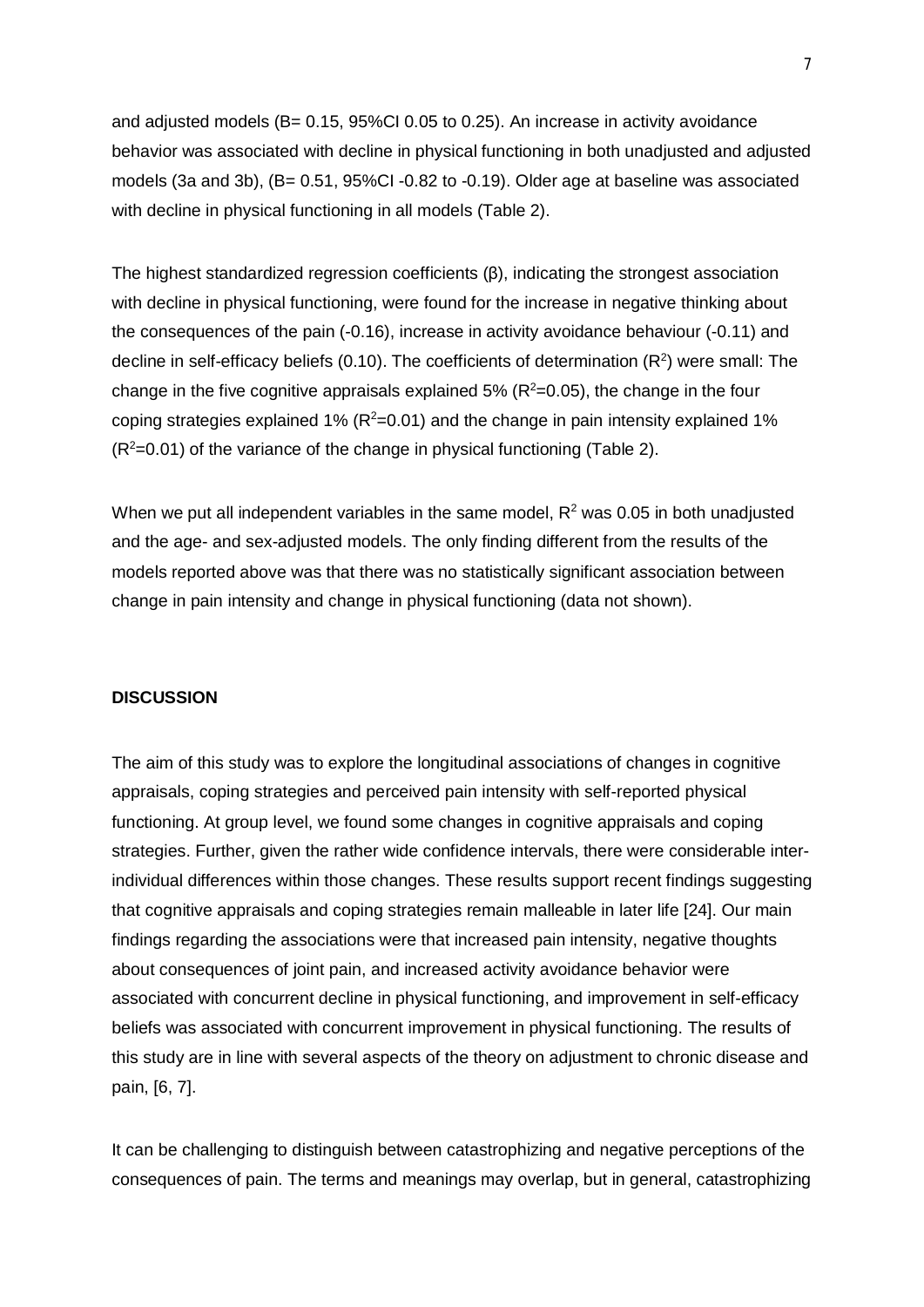and adjusted models (B= 0.15, 95%CI 0.05 to 0.25). An increase in activity avoidance behavior was associated with decline in physical functioning in both unadjusted and adjusted models (3a and 3b), (B= 0.51, 95%CI -0.82 to -0.19). Older age at baseline was associated with decline in physical functioning in all models (Table 2).

The highest standardized regression coefficients (β), indicating the strongest association with decline in physical functioning, were found for the increase in negative thinking about the consequences of the pain (-0.16), increase in activity avoidance behaviour (-0.11) and decline in self-efficacy beliefs (0.10). The coefficients of determination ($R^2$) were small: The change in the five cognitive appraisals explained 5% ($R^2$=0.05), the change in the four coping strategies explained 1% ($R^2$=0.01) and the change in pain intensity explained 1% ($R^2$=0.01) of the variance of the change in physical functioning (Table 2).

When we put all independent variables in the same model, $R^2$ was 0.05 in both unadjusted and the age- and sex-adjusted models. The only finding different from the results of the models reported above was that there was no statistically significant association between change in pain intensity and change in physical functioning (data not shown).

## DISCUSSION

The aim of this study was to explore the longitudinal associations of changes in cognitive appraisals, coping strategies and perceived pain intensity with self-reported physical functioning. At group level, we found some changes in cognitive appraisals and coping strategies. Further, given the rather wide confidence intervals, there were considerable inter-individual differences within those changes. These results support recent findings suggesting that cognitive appraisals and coping strategies remain malleable in later life [24]. Our main findings regarding the associations were that increased pain intensity, negative thoughts about consequences of joint pain, and increased activity avoidance behavior were associated with concurrent decline in physical functioning, and improvement in self-efficacy beliefs was associated with concurrent improvement in physical functioning. The results of this study are in line with several aspects of the theory on adjustment to chronic disease and pain, [6, 7].

It can be challenging to distinguish between catastrophizing and negative perceptions of the consequences of pain. The terms and meanings may overlap, but in general, catastrophizing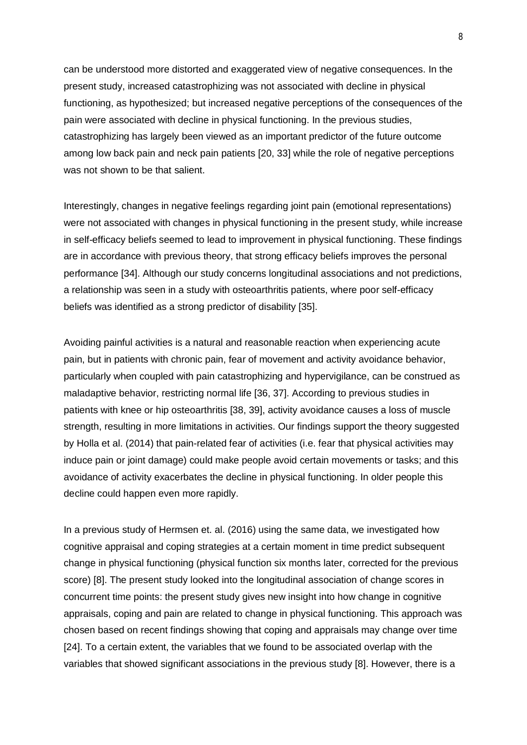can be understood more distorted and exaggerated view of negative consequences. In the present study, increased catastrophizing was not associated with decline in physical functioning, as hypothesized; but increased negative perceptions of the consequences of the pain were associated with decline in physical functioning. In the previous studies, catastrophizing has largely been viewed as an important predictor of the future outcome among low back pain and neck pain patients [20, 33] while the role of negative perceptions was not shown to be that salient.

Interestingly, changes in negative feelings regarding joint pain (emotional representations) were not associated with changes in physical functioning in the present study, while increase in self-efficacy beliefs seemed to lead to improvement in physical functioning. These findings are in accordance with previous theory, that strong efficacy beliefs improves the personal performance [34]. Although our study concerns longitudinal associations and not predictions, a relationship was seen in a study with osteoarthritis patients, where poor self-efficacy beliefs was identified as a strong predictor of disability [35].

Avoiding painful activities is a natural and reasonable reaction when experiencing acute pain, but in patients with chronic pain, fear of movement and activity avoidance behavior, particularly when coupled with pain catastrophizing and hypervigilance, can be construed as maladaptive behavior, restricting normal life [36, 37]. According to previous studies in patients with knee or hip osteoarthritis [38, 39], activity avoidance causes a loss of muscle strength, resulting in more limitations in activities. Our findings support the theory suggested by Holla et al. (2014) that pain-related fear of activities (i.e. fear that physical activities may induce pain or joint damage) could make people avoid certain movements or tasks; and this avoidance of activity exacerbates the decline in physical functioning. In older people this decline could happen even more rapidly.

In a previous study of Hermsen et. al. (2016) using the same data, we investigated how cognitive appraisal and coping strategies at a certain moment in time predict subsequent change in physical functioning (physical function six months later, corrected for the previous score) [8]. The present study looked into the longitudinal association of change scores in concurrent time points: the present study gives new insight into how change in cognitive appraisals, coping and pain are related to change in physical functioning. This approach was chosen based on recent findings showing that coping and appraisals may change over time [24]. To a certain extent, the variables that we found to be associated overlap with the variables that showed significant associations in the previous study [8]. However, there is a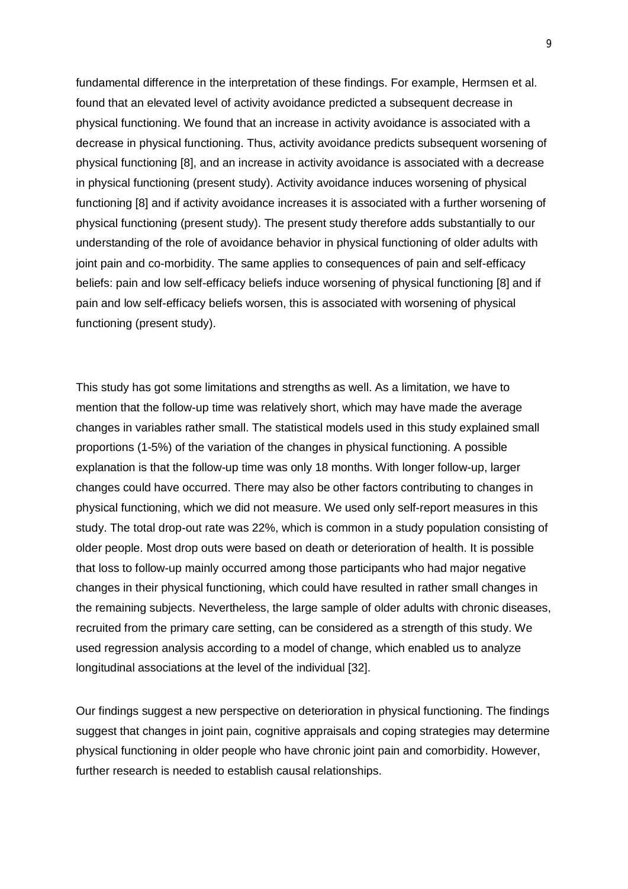fundamental difference in the interpretation of these findings. For example, Hermsen et al. found that an elevated level of activity avoidance predicted a subsequent decrease in physical functioning. We found that an increase in activity avoidance is associated with a decrease in physical functioning. Thus, activity avoidance predicts subsequent worsening of physical functioning [8], and an increase in activity avoidance is associated with a decrease in physical functioning (present study). Activity avoidance induces worsening of physical functioning [8] and if activity avoidance increases it is associated with a further worsening of physical functioning (present study). The present study therefore adds substantially to our understanding of the role of avoidance behavior in physical functioning of older adults with joint pain and co-morbidity. The same applies to consequences of pain and self-efficacy beliefs: pain and low self-efficacy beliefs induce worsening of physical functioning [8] and if pain and low self-efficacy beliefs worsen, this is associated with worsening of physical functioning (present study).

This study has got some limitations and strengths as well. As a limitation, we have to mention that the follow-up time was relatively short, which may have made the average changes in variables rather small. The statistical models used in this study explained small proportions (1-5%) of the variation of the changes in physical functioning. A possible explanation is that the follow-up time was only 18 months. With longer follow-up, larger changes could have occurred. There may also be other factors contributing to changes in physical functioning, which we did not measure. We used only self-report measures in this study. The total drop-out rate was 22%, which is common in a study population consisting of older people. Most drop outs were based on death or deterioration of health. It is possible that loss to follow-up mainly occurred among those participants who had major negative changes in their physical functioning, which could have resulted in rather small changes in the remaining subjects. Nevertheless, the large sample of older adults with chronic diseases, recruited from the primary care setting, can be considered as a strength of this study. We used regression analysis according to a model of change, which enabled us to analyze longitudinal associations at the level of the individual [32].

Our findings suggest a new perspective on deterioration in physical functioning. The findings suggest that changes in joint pain, cognitive appraisals and coping strategies may determine physical functioning in older people who have chronic joint pain and comorbidity. However, further research is needed to establish causal relationships.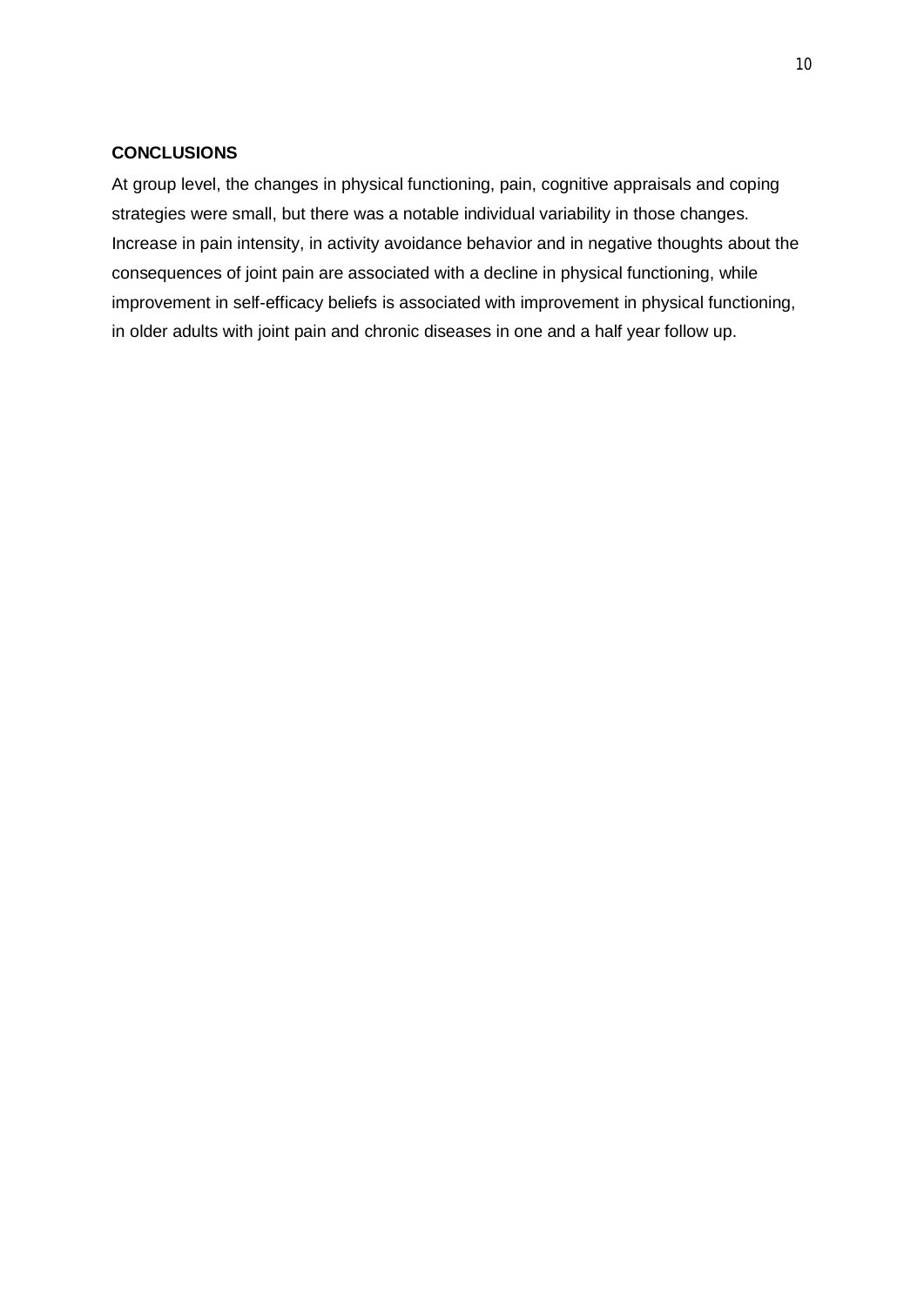**CONCLUSIONS**

At group level, the changes in physical functioning, pain, cognitive appraisals and coping strategies were small, but there was a notable individual variability in those changes. Increase in pain intensity, in activity avoidance behavior and in negative thoughts about the consequences of joint pain are associated with a decline in physical functioning, while improvement in self-efficacy beliefs is associated with improvement in physical functioning, in older adults with joint pain and chronic diseases in one and a half year follow up.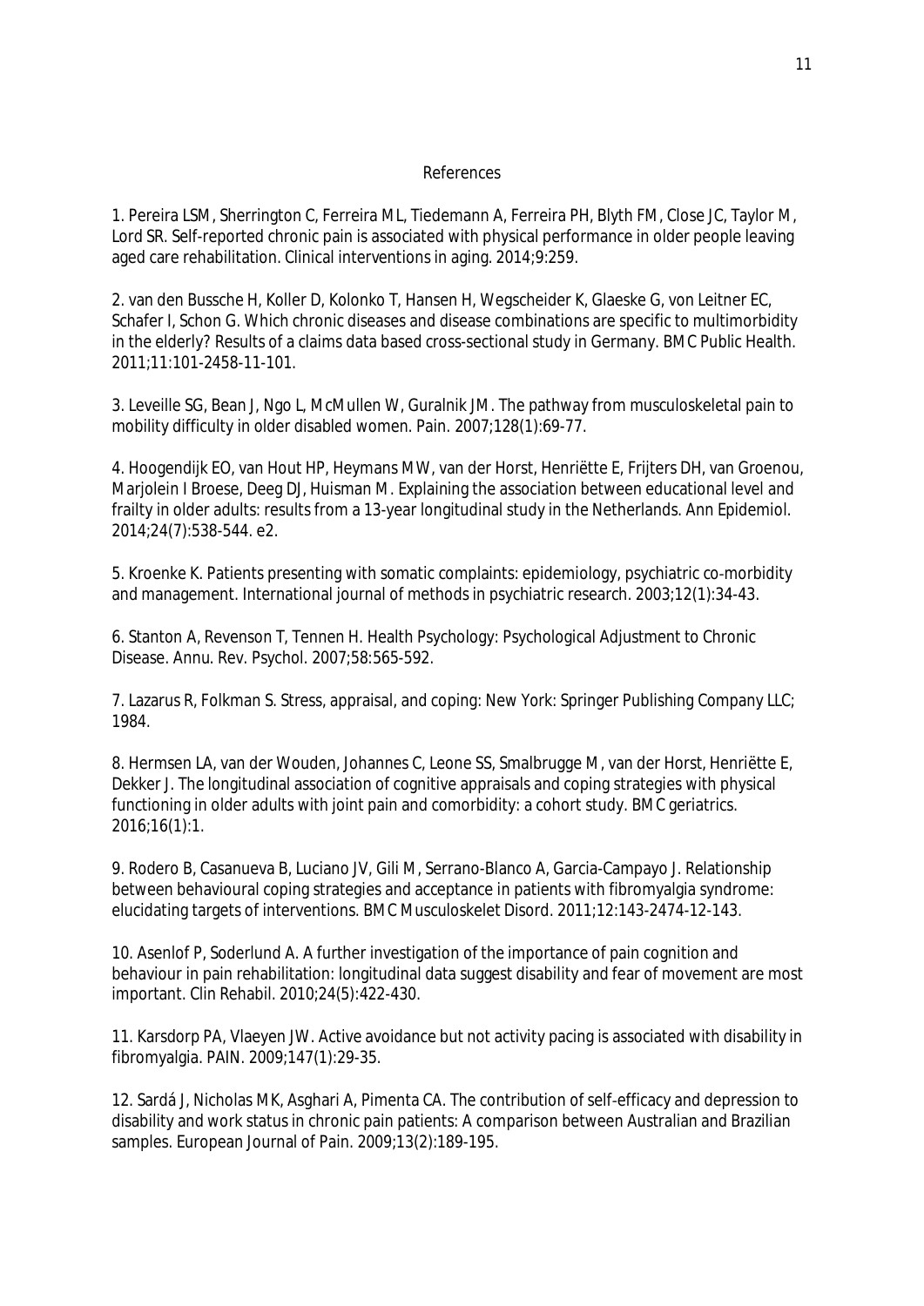## References

1. Pereira LSM, Sherrington C, Ferreira ML, Tiedemann A, Ferreira PH, Blyth FM, Close JC, Taylor M, Lord SR. Self-reported chronic pain is associated with physical performance in older people leaving aged care rehabilitation. Clinical interventions in aging. 2014;9:259.

2. van den Bussche H, Koller D, Kolonko T, Hansen H, Wegscheider K, Glaeske G, von Leitner EC, Schafer I, Schon G. Which chronic diseases and disease combinations are specific to multimorbidity in the elderly? Results of a claims data based cross-sectional study in Germany. BMC Public Health. 2011;11:101-2458-11-101.

3. Leveille SG, Bean J, Ngo L, McMullen W, Guralnik JM. The pathway from musculoskeletal pain to mobility difficulty in older disabled women. Pain. 2007;128(1):69-77.

4. Hoogendijk EO, van Hout HP, Heymans MW, van der Horst, Henriëtte E, Frijters DH, van Groenou, Marjolein I Broese, Deeg DJ, Huisman M. Explaining the association between educational level and frailty in older adults: results from a 13-year longitudinal study in the Netherlands. Ann Epidemiol. 2014;24(7):538-544. e2.

5. Kroenke K. Patients presenting with somatic complaints: epidemiology, psychiatric co-morbidity and management. International journal of methods in psychiatric research. 2003;12(1):34-43.

6. Stanton A, Revenson T, Tennen H. Health Psychology: Psychological Adjustment to Chronic Disease. Annu. Rev. Psychol. 2007;58:565-592.

7. Lazarus R, Folkman S. Stress, appraisal, and coping: New York: Springer Publishing Company LLC; 1984.

8. Hermsen LA, van der Wouden, Johannes C, Leone SS, Smalbrugge M, van der Horst, Henriëtte E, Dekker J. The longitudinal association of cognitive appraisals and coping strategies with physical functioning in older adults with joint pain and comorbidity: a cohort study. BMC geriatrics. 2016;16(1):1.

9. Rodero B, Casanueva B, Luciano JV, Gili M, Serrano-Blanco A, Garcia-Campayo J. Relationship between behavioural coping strategies and acceptance in patients with fibromyalgia syndrome: elucidating targets of interventions. BMC Musculoskelet Disord. 2011;12:143-2474-12-143.

10. Asenlof P, Soderlund A. A further investigation of the importance of pain cognition and behaviour in pain rehabilitation: longitudinal data suggest disability and fear of movement are most important. Clin Rehabil. 2010;24(5):422-430.

11. Karsdorp PA, Vlaeyen JW. Active avoidance but not activity pacing is associated with disability in fibromyalgia. PAIN. 2009;147(1):29-35.

12. Sardá J, Nicholas MK, Asghari A, Pimenta CA. The contribution of self-efficacy and depression to disability and work status in chronic pain patients: A comparison between Australian and Brazilian samples. European Journal of Pain. 2009;13(2):189-195.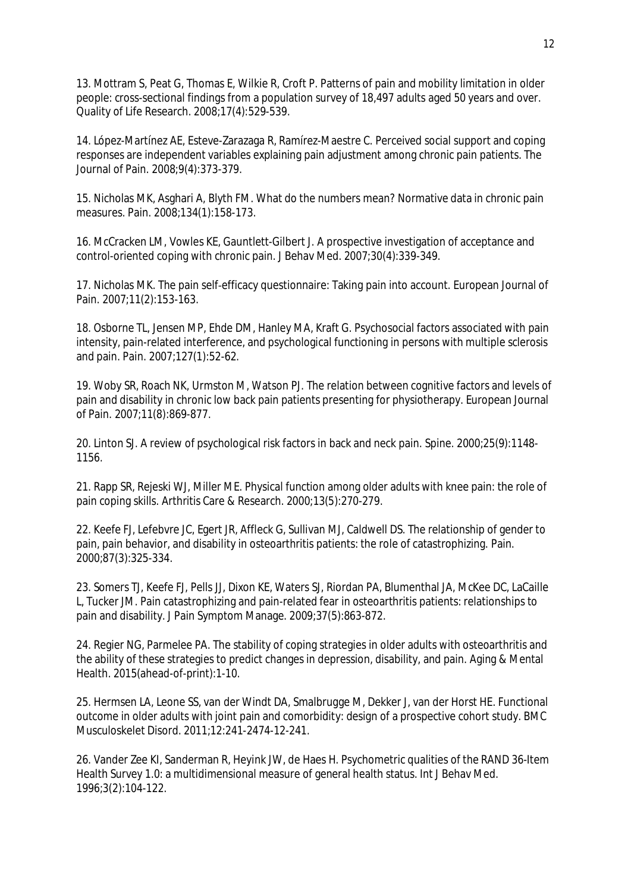13. Mottram S, Peat G, Thomas E, Wilkie R, Croft P. Patterns of pain and mobility limitation in older people: cross-sectional findings from a population survey of 18,497 adults aged 50 years and over. Quality of Life Research. 2008;17(4):529-539.

14. López-Martínez AE, Esteve-Zarazaga R, Ramírez-Maestre C. Perceived social support and coping responses are independent variables explaining pain adjustment among chronic pain patients. The Journal of Pain. 2008;9(4):373-379.

15. Nicholas MK, Asghari A, Blyth FM. What do the numbers mean? Normative data in chronic pain measures. Pain. 2008;134(1):158-173.

16. McCracken LM, Vowles KE, Gauntlett-Gilbert J. A prospective investigation of acceptance and control-oriented coping with chronic pain. J Behav Med. 2007;30(4):339-349.

17. Nicholas MK. The pain self-efficacy questionnaire: Taking pain into account. European Journal of Pain. 2007;11(2):153-163.

18. Osborne TL, Jensen MP, Ehde DM, Hanley MA, Kraft G. Psychosocial factors associated with pain intensity, pain-related interference, and psychological functioning in persons with multiple sclerosis and pain. Pain. 2007;127(1):52-62.

19. Woby SR, Roach NK, Urmston M, Watson PJ. The relation between cognitive factors and levels of pain and disability in chronic low back pain patients presenting for physiotherapy. European Journal of Pain. 2007;11(8):869-877.

20. Linton SJ. A review of psychological risk factors in back and neck pain. Spine. 2000;25(9):1148-1156.

21. Rapp SR, Rejeski WJ, Miller ME. Physical function among older adults with knee pain: the role of pain coping skills. Arthritis Care & Research. 2000;13(5):270-279.

22. Keefe FJ, Lefebvre JC, Egert JR, Affleck G, Sullivan MJ, Caldwell DS. The relationship of gender to pain, pain behavior, and disability in osteoarthritis patients: the role of catastrophizing. Pain. 2000;87(3):325-334.

23. Somers TJ, Keefe FJ, Pells JJ, Dixon KE, Waters SJ, Riordan PA, Blumenthal JA, McKee DC, LaCaille L, Tucker JM. Pain catastrophizing and pain-related fear in osteoarthritis patients: relationships to pain and disability. J Pain Symptom Manage. 2009;37(5):863-872.

24. Regier NG, Parmelee PA. The stability of coping strategies in older adults with osteoarthritis and the ability of these strategies to predict changes in depression, disability, and pain. Aging & Mental Health. 2015(ahead-of-print):1-10.

25. Hermsen LA, Leone SS, van der Windt DA, Smalbrugge M, Dekker J, van der Horst HE. Functional outcome in older adults with joint pain and comorbidity: design of a prospective cohort study. BMC Musculoskelet Disord. 2011;12:241-2474-12-241.

26. Vander Zee KI, Sanderman R, Heyink JW, de Haes H. Psychometric qualities of the RAND 36-Item Health Survey 1.0: a multidimensional measure of general health status. Int J Behav Med. 1996;3(2):104-122.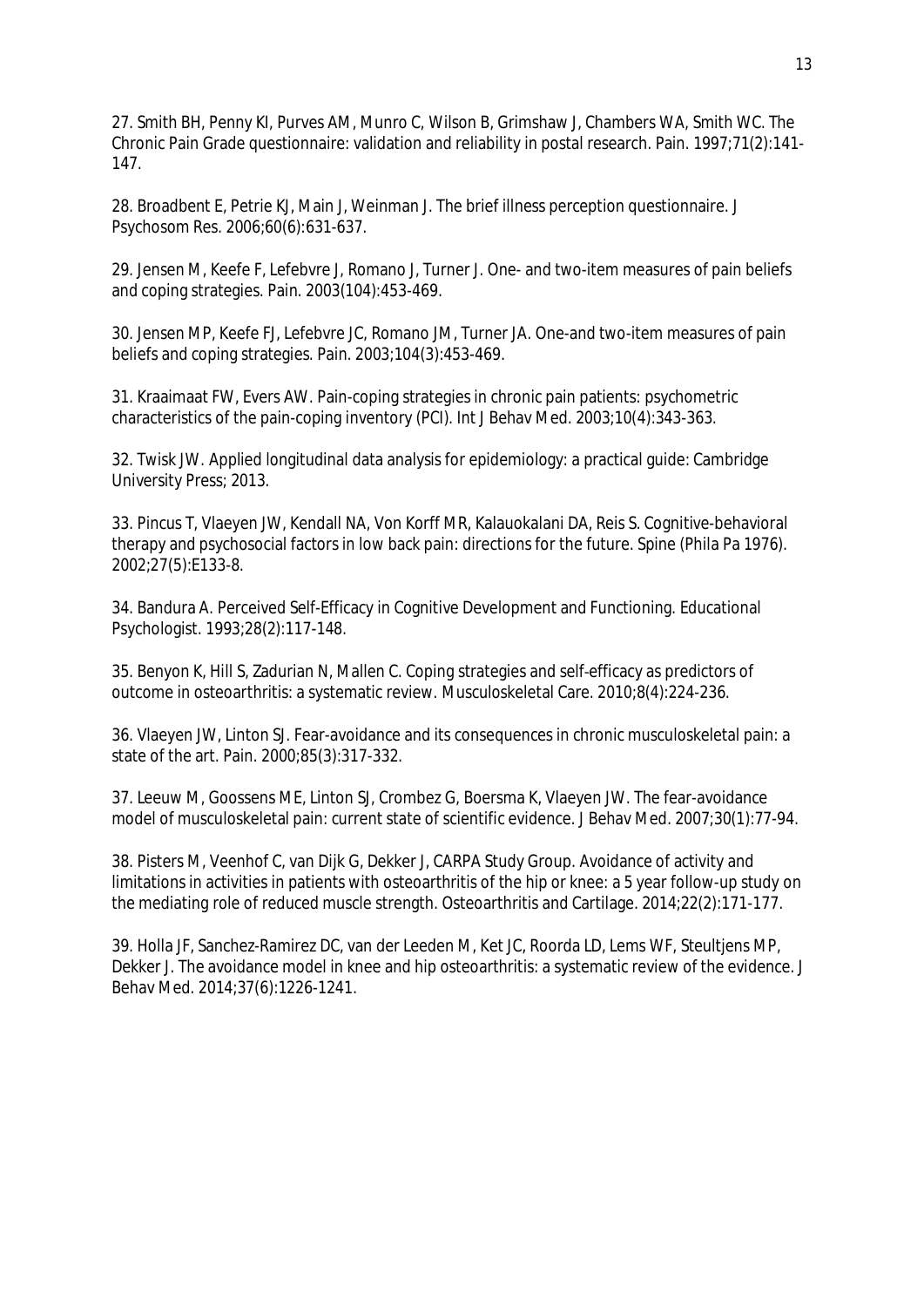27. Smith BH, Penny KI, Purves AM, Munro C, Wilson B, Grimshaw J, Chambers WA, Smith WC. The Chronic Pain Grade questionnaire: validation and reliability in postal research. Pain. 1997;71(2):141-147.

28. Broadbent E, Petrie KJ, Main J, Weinman J. The brief illness perception questionnaire. J Psychosom Res. 2006;60(6):631-637.

29. Jensen M, Keefe F, Lefebvre J, Romano J, Turner J. One- and two-item measures of pain beliefs and coping strategies. Pain. 2003(104):453-469.

30. Jensen MP, Keefe FJ, Lefebvre JC, Romano JM, Turner JA. One-and two-item measures of pain beliefs and coping strategies. Pain. 2003;104(3):453-469.

31. Kraaimaat FW, Evers AW. Pain-coping strategies in chronic pain patients: psychometric characteristics of the pain-coping inventory (PCI). Int J Behav Med. 2003;10(4):343-363.

32. Twisk JW. Applied longitudinal data analysis for epidemiology: a practical guide: Cambridge University Press; 2013.

33. Pincus T, Vlaeyen JW, Kendall NA, Von Korff MR, Kalauokalani DA, Reis S. Cognitive-behavioral therapy and psychosocial factors in low back pain: directions for the future. Spine (Phila Pa 1976). 2002;27(5):E133-8.

34. Bandura A. Perceived Self-Efficacy in Cognitive Development and Functioning. Educational Psychologist. 1993;28(2):117-148.

35. Benyon K, Hill S, Zadurian N, Mallen C. Coping strategies and self-efficacy as predictors of outcome in osteoarthritis: a systematic review. Musculoskeletal Care. 2010;8(4):224-236.

36. Vlaeyen JW, Linton SJ. Fear-avoidance and its consequences in chronic musculoskeletal pain: a state of the art. Pain. 2000;85(3):317-332.

37. Leeuw M, Goossens ME, Linton SJ, Crombez G, Boersma K, Vlaeyen JW. The fear-avoidance model of musculoskeletal pain: current state of scientific evidence. J Behav Med. 2007;30(1):77-94.

38. Pisters M, Veenhof C, van Dijk G, Dekker J, CARPA Study Group. Avoidance of activity and limitations in activities in patients with osteoarthritis of the hip or knee: a 5 year follow-up study on the mediating role of reduced muscle strength. Osteoarthritis and Cartilage. 2014;22(2):171-177.

39. Holla JF, Sanchez-Ramirez DC, van der Leeden M, Ket JC, Roorda LD, Lems WF, Steultjens MP, Dekker J. The avoidance model in knee and hip osteoarthritis: a systematic review of the evidence. J Behav Med. 2014;37(6):1226-1241.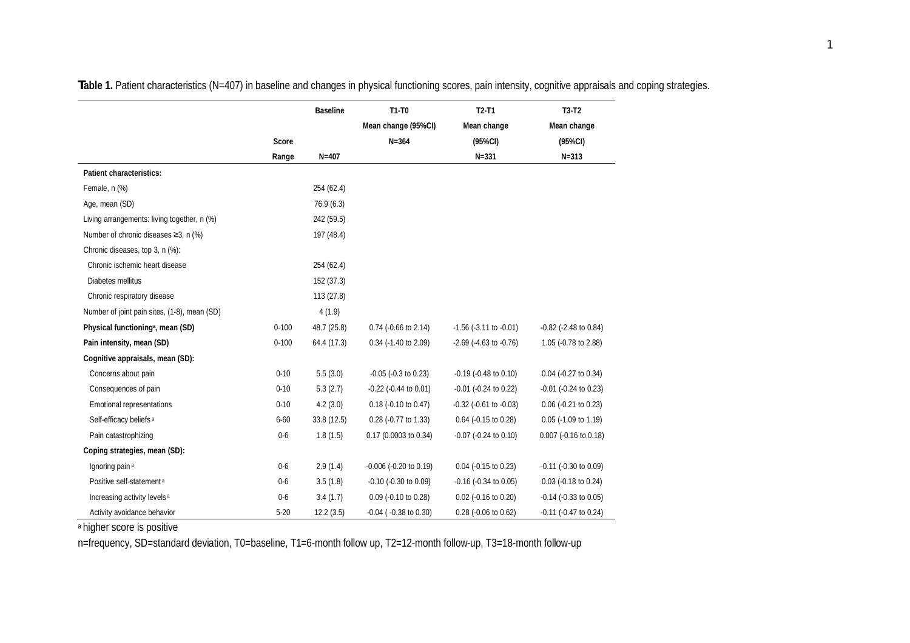**Table 1.** Patient characteristics (N=407) in baseline and changes in physical functioning scores, pain intensity, cognitive appraisals and coping strategies.

| | Score Range | Baseline N=407 | T1-T0 Mean change (95%CI) N=364 | T2-T1 Mean change (95%CI) N=331 | T3-T2 Mean change (95%CI) N=313 |
|---|---|---|---|---|---|
| **Patient characteristics:** | | | | | |
| Female, n (%) | | 254 (62.4) | | | |
| Age, mean (SD) | | 76.9 (6.3) | | | |
| Living arrangements: living together, n (%) | | 242 (59.5) | | | |
| Number of chronic diseases ≥3, n (%) | | 197 (48.4) | | | |
| Chronic diseases, top 3, n (%): | | | | | |
| Chronic ischemic heart disease | | 254 (62.4) | | | |
| Diabetes mellitus | | 152 (37.3) | | | |
| Chronic respiratory disease | | 113 (27.8) | | | |
| Number of joint pain sites, (1-8), mean (SD) | | 4 (1.9) | | | |
| **Physical functioning[a], mean (SD)** | 0-100 | 48.7 (25.8) | 0.74 (-0.66 to 2.14) | -1.56 (-3.11 to -0.01) | -0.82 (-2.48 to 0.84) |
| **Pain intensity, mean (SD)** | 0-100 | 64.4 (17.3) | 0.34 (-1.40 to 2.09) | -2.69 (-4.63 to -0.76) | 1.05 (-0.78 to 2.88) |
| **Cognitive appraisals, mean (SD):** | | | | | |
| Concerns about pain | 0-10 | 5.5 (3.0) | -0.05 (-0.3 to 0.23) | -0.19 (-0.48 to 0.10) | 0.04 (-0.27 to 0.34) |
| Consequences of pain | 0-10 | 5.3 (2.7) | -0.22 (-0.44 to 0.01) | -0.01 (-0.24 to 0.22) | -0.01 (-0.24 to 0.23) |
| Emotional representations | 0-10 | 4.2 (3.0) | 0.18 (-0.10 to 0.47) | -0.32 (-0.61 to -0.03) | 0.06 (-0.21 to 0.23) |
| Self-efficacy beliefs [a] | 6-60 | 33.8 (12.5) | 0.28 (-0.77 to 1.33) | 0.64 (-0.15 to 0.28) | 0.05 (-1.09 to 1.19) |
| Pain catastrophizing | 0-6 | 1.8 (1.5) | 0.17 (0.0003 to 0.34) | -0.07 (-0.24 to 0.10) | 0.007 (-0.16 to 0.18) |
| **Coping strategies, mean (SD):** | | | | | |
| Ignoring pain [a] | 0-6 | 2.9 (1.4) | -0.006 (-0.20 to 0.19) | 0.04 (-0.15 to 0.23) | -0.11 (-0.30 to 0.09) |
| Positive self-statement [a] | 0-6 | 3.5 (1.8) | -0.10 (-0.30 to 0.09) | -0.16 (-0.34 to 0.05) | 0.03 (-0.18 to 0.24) |
| Increasing activity levels [a] | 0-6 | 3.4 (1.7) | 0.09 (-0.10 to 0.28) | 0.02 (-0.16 to 0.20) | -0.14 (-0.33 to 0.05) |
| Activity avoidance behavior | 5-20 | 12.2 (3.5) | -0.04 ( -0.38 to 0.30) | 0.28 (-0.06 to 0.62) | -0.11 (-0.47 to 0.24) |

[a] higher score is positive

n=frequency, SD=standard deviation, T0=baseline, T1=6-month follow up, T2=12-month follow-up, T3=18-month follow-up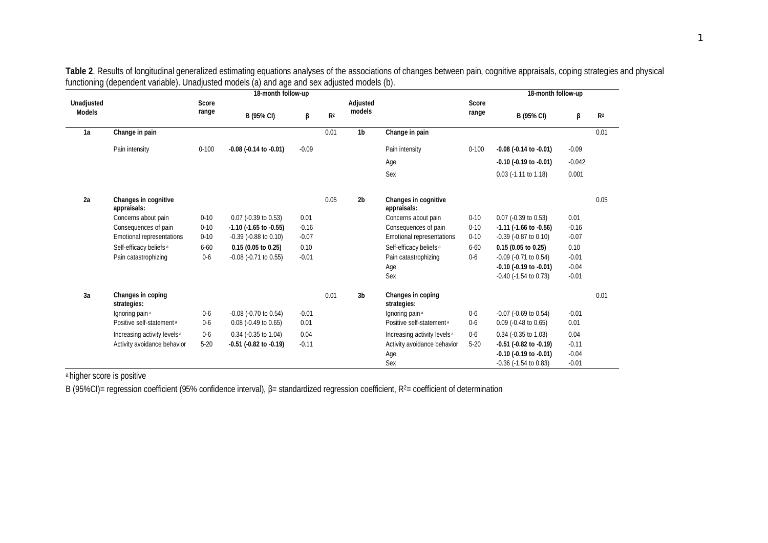**Table 2**. Results of longitudinal generalized estimating equations analyses of the associations of changes between pain, cognitive appraisals, coping strategies and physical functioning (dependent variable). Unadjusted models (a) and age and sex adjusted models (b).

| Unadjusted Models | | Score range | 18-month follow-up B (95% CI) | β | $R^2$ | Adjusted models | | Score range | 18-month follow-up B (95% CI) | β | $R^2$ |
|---|---|---|---|---|---|---|---|---|---|---|---|
| 1a | **Change in pain** | | | | 0.01 | 1b | **Change in pain** | | | | 0.01 |
| | Pain intensity | 0-100 | **-0.08 (-0.14 to -0.01)** | -0.09 | | | Pain intensity | 0-100 | **-0.08 (-0.14 to -0.01)** | -0.09 | |
| | | | | | | | Age | | **-0.10 (-0.19 to -0.01)** | -0.042 | |
| | | | | | | | Sex | | 0.03 (-1.11 to 1.18) | 0.001 | |
| 2a | **Changes in cognitive appraisals:** | | | | 0.05 | 2b | **Changes in cognitive appraisals:** | | | | 0.05 |
| | Concerns about pain | 0-10 | 0.07 (-0.39 to 0.53) | 0.01 | | | Concerns about pain | 0-10 | 0.07 (-0.39 to 0.53) | 0.01 | |
| | Consequences of pain | 0-10 | **-1.10 (-1.65 to -0.55)** | -0.16 | | | Consequences of pain | 0-10 | **-1.11 (-1.66 to -0.56)** | -0.16 | |
| | Emotional representations | 0-10 | -0.39 (-0.88 to 0.10) | -0.07 | | | Emotional representations | 0-10 | -0.39 (-0.87 to 0.10) | -0.07 | |
| | Self-efficacy beliefs [a] | 6-60 | **0.15 (0.05 to 0.25)** | 0.10 | | | Self-efficacy beliefs [a] | 6-60 | **0.15 (0.05 to 0.25)** | 0.10 | |
| | Pain catastrophizing | 0-6 | -0.08 (-0.71 to 0.55) | -0.01 | | | Pain catastrophizing | 0-6 | -0.09 (-0.71 to 0.54) | -0.01 | |
| | | | | | | | Age | | **-0.10 (-0.19 to -0.01)** | -0.04 | |
| | | | | | | | Sex | | -0.40 (-1.54 to 0.73) | -0.01 | |
| 3a | **Changes in coping strategies:** | | | | 0.01 | 3b | **Changes in coping strategies:** | | | | 0.01 |
| | Ignoring pain [a] | 0-6 | -0.08 (-0.70 to 0.54) | -0.01 | | | Ignoring pain [a] | 0-6 | -0.07 (-0.69 to 0.54) | -0.01 | |
| | Positive self-statement [a] | 0-6 | 0.08 (-0.49 to 0.65) | 0.01 | | | Positive self-statement [a] | 0-6 | 0.09 (-0.48 to 0.65) | 0.01 | |
| | Increasing activity levels [a] | 0-6 | 0.34 (-0.35 to 1.04) | 0.04 | | | Increasing activity levels [a] | 0-6 | 0.34 (-0.35 to 1.03) | 0.04 | |
| | Activity avoidance behavior | 5-20 | **-0.51 (-0.82 to -0.19)** | -0.11 | | | Activity avoidance behavior | 5-20 | **-0.51 (-0.82 to -0.19)** | -0.11 | |
| | | | | | | | Age | | **-0.10 (-0.19 to -0.01)** | -0.04 | |
| | | | | | | | Sex | | -0.36 (-1.54 to 0.83) | -0.01 | |

[a] higher score is positive

B (95%CI)= regression coefficient (95% confidence interval), β= standardized regression coefficient, $R^2$= coefficient of determination